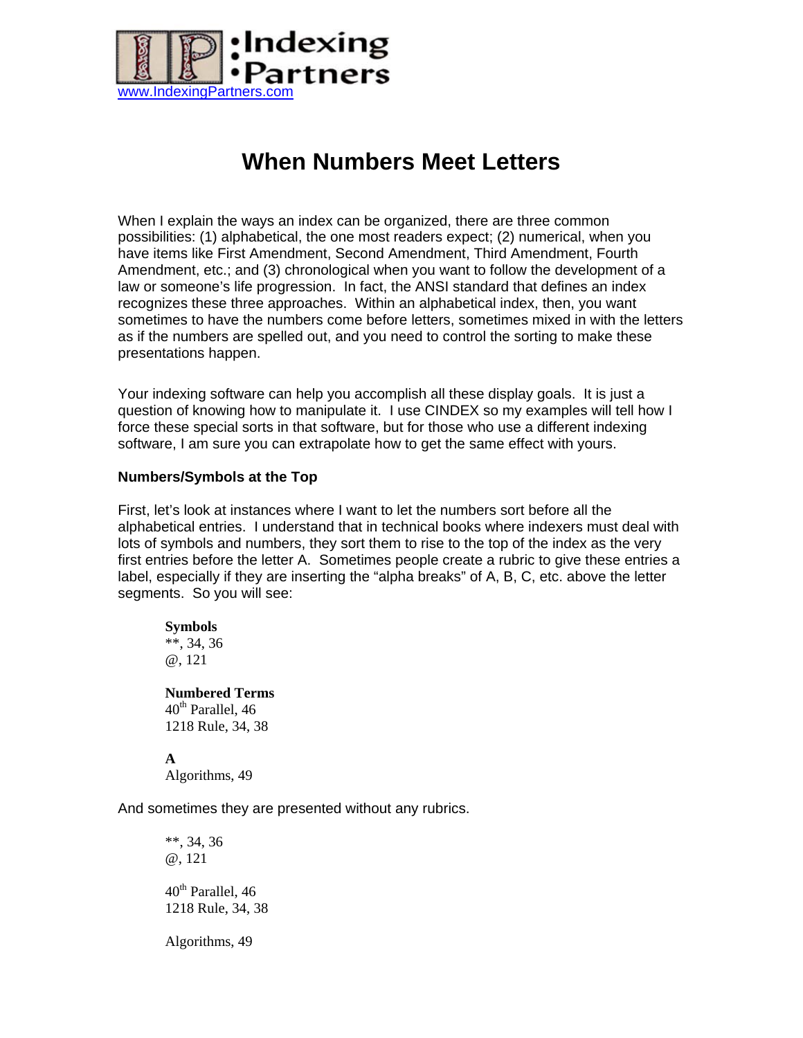:Indexing
•Partners
www.IndexingPartners.com

# When Numbers Meet Letters

When I explain the ways an index can be organized, there are three common possibilities: (1) alphabetical, the one most readers expect; (2) numerical, when you have items like First Amendment, Second Amendment, Third Amendment, Fourth Amendment, etc.; and (3) chronological when you want to follow the development of a law or someone's life progression. In fact, the ANSI standard that defines an index recognizes these three approaches. Within an alphabetical index, then, you want sometimes to have the numbers come before letters, sometimes mixed in with the letters as if the numbers are spelled out, and you need to control the sorting to make these presentations happen.

Your indexing software can help you accomplish all these display goals. It is just a question of knowing how to manipulate it. I use CINDEX so my examples will tell how I force these special sorts in that software, but for those who use a different indexing software, I am sure you can extrapolate how to get the same effect with yours.

### Numbers/Symbols at the Top

First, let's look at instances where I want to let the numbers sort before all the alphabetical entries. I understand that in technical books where indexers must deal with lots of symbols and numbers, they sort them to rise to the top of the index as the very first entries before the letter A. Sometimes people create a rubric to give these entries a label, especially if they are inserting the "alpha breaks" of A, B, C, etc. above the letter segments. So you will see:

> **Symbols**
> **, 34, 36
> @, 121
>
> **Numbered Terms**
> 40th Parallel, 46
> 1218 Rule, 34, 38
>
> **A**
> Algorithms, 49

And sometimes they are presented without any rubrics.

> **, 34, 36
> @, 121
>
> 40th Parallel, 46
> 1218 Rule, 34, 38
>
> Algorithms, 49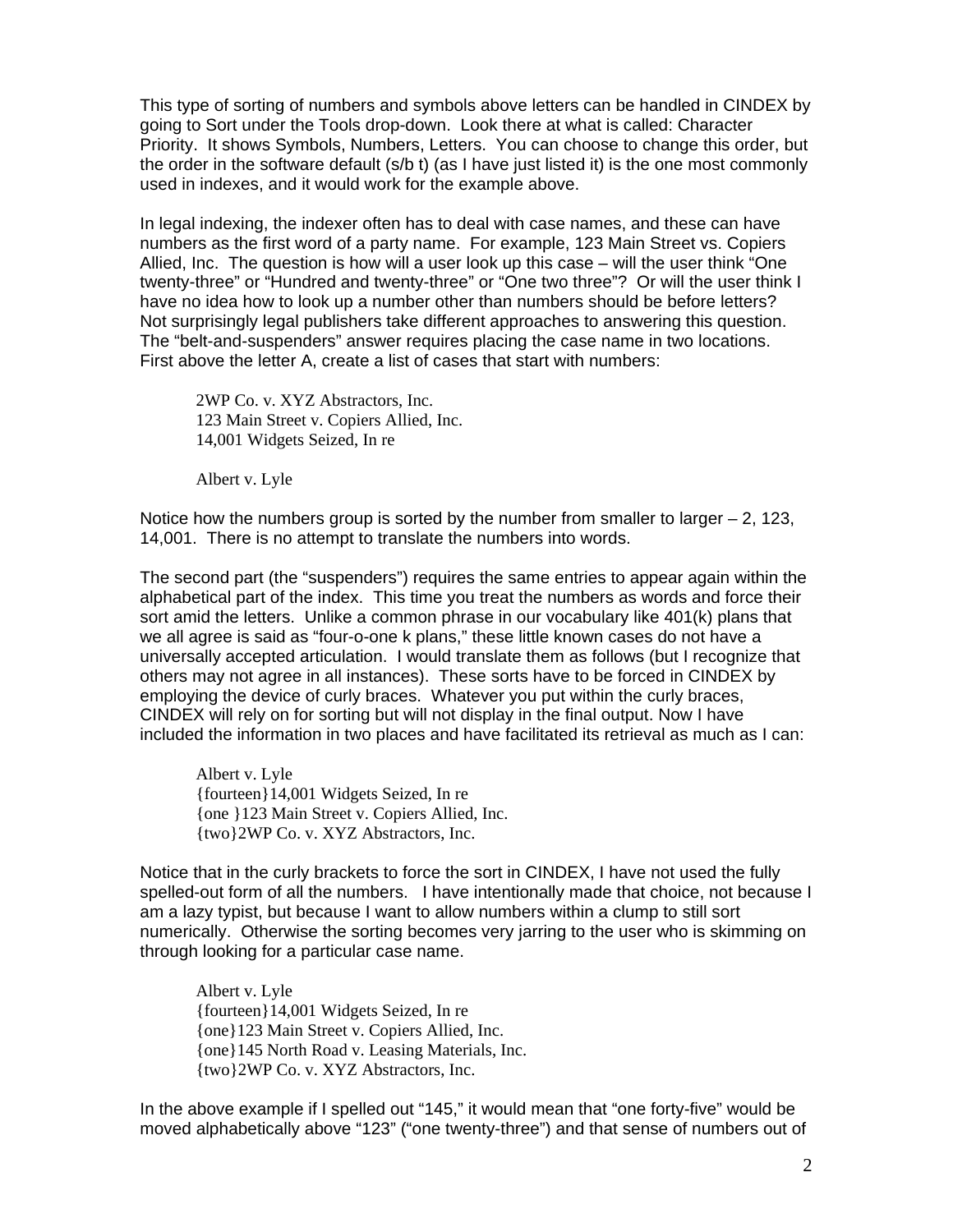This type of sorting of numbers and symbols above letters can be handled in CINDEX by going to Sort under the Tools drop-down. Look there at what is called: Character Priority. It shows Symbols, Numbers, Letters. You can choose to change this order, but the order in the software default (s/b t) (as I have just listed it) is the one most commonly used in indexes, and it would work for the example above.

In legal indexing, the indexer often has to deal with case names, and these can have numbers as the first word of a party name. For example, 123 Main Street vs. Copiers Allied, Inc. The question is how will a user look up this case – will the user think "One twenty-three" or "Hundred and twenty-three" or "One two three"? Or will the user think I have no idea how to look up a number other than numbers should be before letters? Not surprisingly legal publishers take different approaches to answering this question. The "belt-and-suspenders" answer requires placing the case name in two locations. First above the letter A, create a list of cases that start with numbers:

> 2WP Co. v. XYZ Abstractors, Inc.
> 123 Main Street v. Copiers Allied, Inc.
> 14,001 Widgets Seized, In re
>
> Albert v. Lyle

Notice how the numbers group is sorted by the number from smaller to larger – 2, 123, 14,001. There is no attempt to translate the numbers into words.

The second part (the "suspenders") requires the same entries to appear again within the alphabetical part of the index. This time you treat the numbers as words and force their sort amid the letters. Unlike a common phrase in our vocabulary like 401(k) plans that we all agree is said as "four-o-one k plans," these little known cases do not have a universally accepted articulation. I would translate them as follows (but I recognize that others may not agree in all instances). These sorts have to be forced in CINDEX by employing the device of curly braces. Whatever you put within the curly braces, CINDEX will rely on for sorting but will not display in the final output. Now I have included the information in two places and have facilitated its retrieval as much as I can:

> Albert v. Lyle
> {fourteen}14,001 Widgets Seized, In re
> {one }123 Main Street v. Copiers Allied, Inc.
> {two}2WP Co. v. XYZ Abstractors, Inc.

Notice that in the curly brackets to force the sort in CINDEX, I have not used the fully spelled-out form of all the numbers. I have intentionally made that choice, not because I am a lazy typist, but because I want to allow numbers within a clump to still sort numerically. Otherwise the sorting becomes very jarring to the user who is skimming on through looking for a particular case name.

> Albert v. Lyle
> {fourteen}14,001 Widgets Seized, In re
> {one}123 Main Street v. Copiers Allied, Inc.
> {one}145 North Road v. Leasing Materials, Inc.
> {two}2WP Co. v. XYZ Abstractors, Inc.

In the above example if I spelled out "145," it would mean that "one forty-five" would be moved alphabetically above "123" ("one twenty-three") and that sense of numbers out of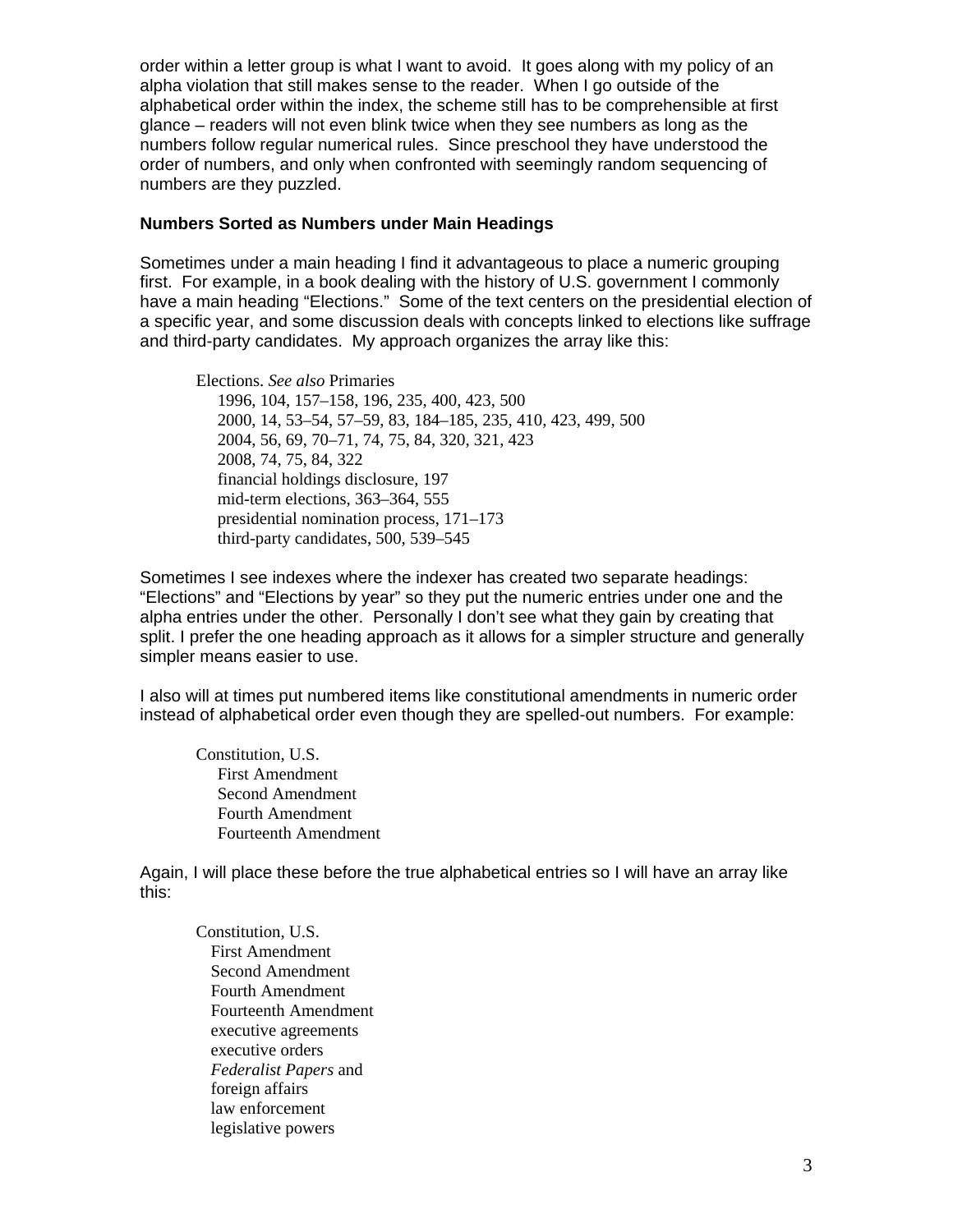order within a letter group is what I want to avoid. It goes along with my policy of an alpha violation that still makes sense to the reader. When I go outside of the alphabetical order within the index, the scheme still has to be comprehensible at first glance – readers will not even blink twice when they see numbers as long as the numbers follow regular numerical rules. Since preschool they have understood the order of numbers, and only when confronted with seemingly random sequencing of numbers are they puzzled.

**Numbers Sorted as Numbers under Main Headings**

Sometimes under a main heading I find it advantageous to place a numeric grouping first. For example, in a book dealing with the history of U.S. government I commonly have a main heading "Elections." Some of the text centers on the presidential election of a specific year, and some discussion deals with concepts linked to elections like suffrage and third-party candidates. My approach organizes the array like this:

> Elections. *See also* Primaries
> 1996, 104, 157–158, 196, 235, 400, 423, 500
> 2000, 14, 53–54, 57–59, 83, 184–185, 235, 410, 423, 499, 500
> 2004, 56, 69, 70–71, 74, 75, 84, 320, 321, 423
> 2008, 74, 75, 84, 322
> financial holdings disclosure, 197
> mid-term elections, 363–364, 555
> presidential nomination process, 171–173
> third-party candidates, 500, 539–545

Sometimes I see indexes where the indexer has created two separate headings: "Elections" and "Elections by year" so they put the numeric entries under one and the alpha entries under the other. Personally I don't see what they gain by creating that split. I prefer the one heading approach as it allows for a simpler structure and generally simpler means easier to use.

I also will at times put numbered items like constitutional amendments in numeric order instead of alphabetical order even though they are spelled-out numbers. For example:

> Constitution, U.S.
> First Amendment
> Second Amendment
> Fourth Amendment
> Fourteenth Amendment

Again, I will place these before the true alphabetical entries so I will have an array like this:

> Constitution, U.S.
> First Amendment
> Second Amendment
> Fourth Amendment
> Fourteenth Amendment
> executive agreements
> executive orders
> *Federalist Papers* and
> foreign affairs
> law enforcement
> legislative powers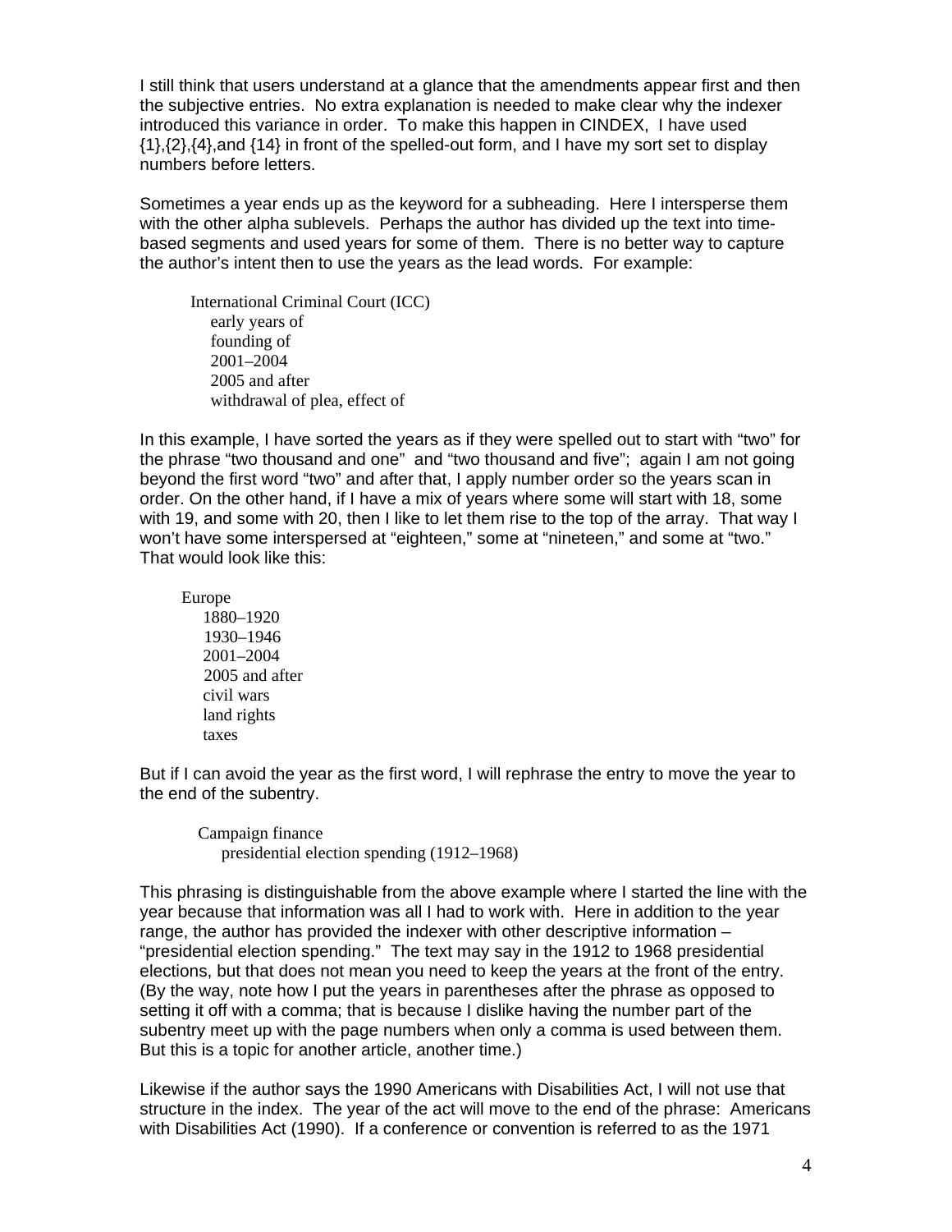I still think that users understand at a glance that the amendments appear first and then the subjective entries. No extra explanation is needed to make clear why the indexer introduced this variance in order. To make this happen in CINDEX, I have used {1},{2},{4},and {14} in front of the spelled-out form, and I have my sort set to display numbers before letters.

Sometimes a year ends up as the keyword for a subheading. Here I intersperse them with the other alpha sublevels. Perhaps the author has divided up the text into time-based segments and used years for some of them. There is no better way to capture the author's intent then to use the years as the lead words. For example:

> International Criminal Court (ICC)
> &nbsp;&nbsp;&nbsp;&nbsp;early years of
> &nbsp;&nbsp;&nbsp;&nbsp;founding of
> &nbsp;&nbsp;&nbsp;&nbsp;2001–2004
> &nbsp;&nbsp;&nbsp;&nbsp;2005 and after
> &nbsp;&nbsp;&nbsp;&nbsp;withdrawal of plea, effect of

In this example, I have sorted the years as if they were spelled out to start with "two" for the phrase "two thousand and one" and "two thousand and five"; again I am not going beyond the first word "two" and after that, I apply number order so the years scan in order. On the other hand, if I have a mix of years where some will start with 18, some with 19, and some with 20, then I like to let them rise to the top of the array. That way I won't have some interspersed at "eighteen," some at "nineteen," and some at "two." That would look like this:

> Europe
> &nbsp;&nbsp;&nbsp;&nbsp;1880–1920
> &nbsp;&nbsp;&nbsp;&nbsp;1930–1946
> &nbsp;&nbsp;&nbsp;&nbsp;2001–2004
> &nbsp;&nbsp;&nbsp;&nbsp;2005 and after
> &nbsp;&nbsp;&nbsp;&nbsp;civil wars
> &nbsp;&nbsp;&nbsp;&nbsp;land rights
> &nbsp;&nbsp;&nbsp;&nbsp;taxes

But if I can avoid the year as the first word, I will rephrase the entry to move the year to the end of the subentry.

> Campaign finance
> &nbsp;&nbsp;&nbsp;&nbsp;presidential election spending (1912–1968)

This phrasing is distinguishable from the above example where I started the line with the year because that information was all I had to work with. Here in addition to the year range, the author has provided the indexer with other descriptive information – "presidential election spending." The text may say in the 1912 to 1968 presidential elections, but that does not mean you need to keep the years at the front of the entry. (By the way, note how I put the years in parentheses after the phrase as opposed to setting it off with a comma; that is because I dislike having the number part of the subentry meet up with the page numbers when only a comma is used between them. But this is a topic for another article, another time.)

Likewise if the author says the 1990 Americans with Disabilities Act, I will not use that structure in the index. The year of the act will move to the end of the phrase: Americans with Disabilities Act (1990). If a conference or convention is referred to as the 1971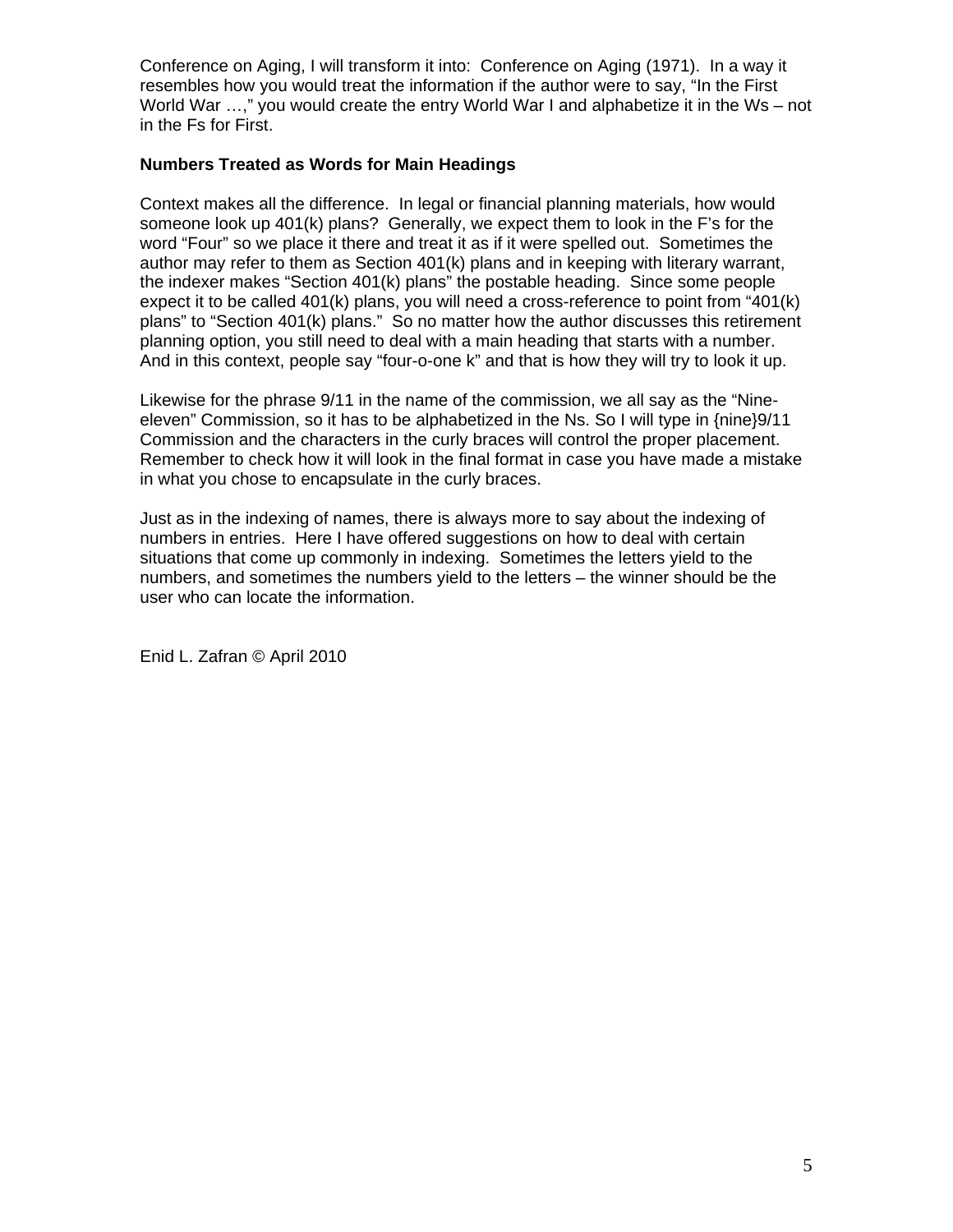Conference on Aging, I will transform it into: Conference on Aging (1971). In a way it resembles how you would treat the information if the author were to say, "In the First World War …," you would create the entry World War I and alphabetize it in the Ws – not in the Fs for First.

**Numbers Treated as Words for Main Headings**

Context makes all the difference. In legal or financial planning materials, how would someone look up 401(k) plans? Generally, we expect them to look in the F's for the word "Four" so we place it there and treat it as if it were spelled out. Sometimes the author may refer to them as Section 401(k) plans and in keeping with literary warrant, the indexer makes "Section 401(k) plans" the postable heading. Since some people expect it to be called 401(k) plans, you will need a cross-reference to point from "401(k) plans" to "Section 401(k) plans." So no matter how the author discusses this retirement planning option, you still need to deal with a main heading that starts with a number. And in this context, people say "four-o-one k" and that is how they will try to look it up.

Likewise for the phrase 9/11 in the name of the commission, we all say as the "Nine-eleven" Commission, so it has to be alphabetized in the Ns. So I will type in {nine}9/11 Commission and the characters in the curly braces will control the proper placement. Remember to check how it will look in the final format in case you have made a mistake in what you chose to encapsulate in the curly braces.

Just as in the indexing of names, there is always more to say about the indexing of numbers in entries. Here I have offered suggestions on how to deal with certain situations that come up commonly in indexing. Sometimes the letters yield to the numbers, and sometimes the numbers yield to the letters – the winner should be the user who can locate the information.

Enid L. Zafran © April 2010